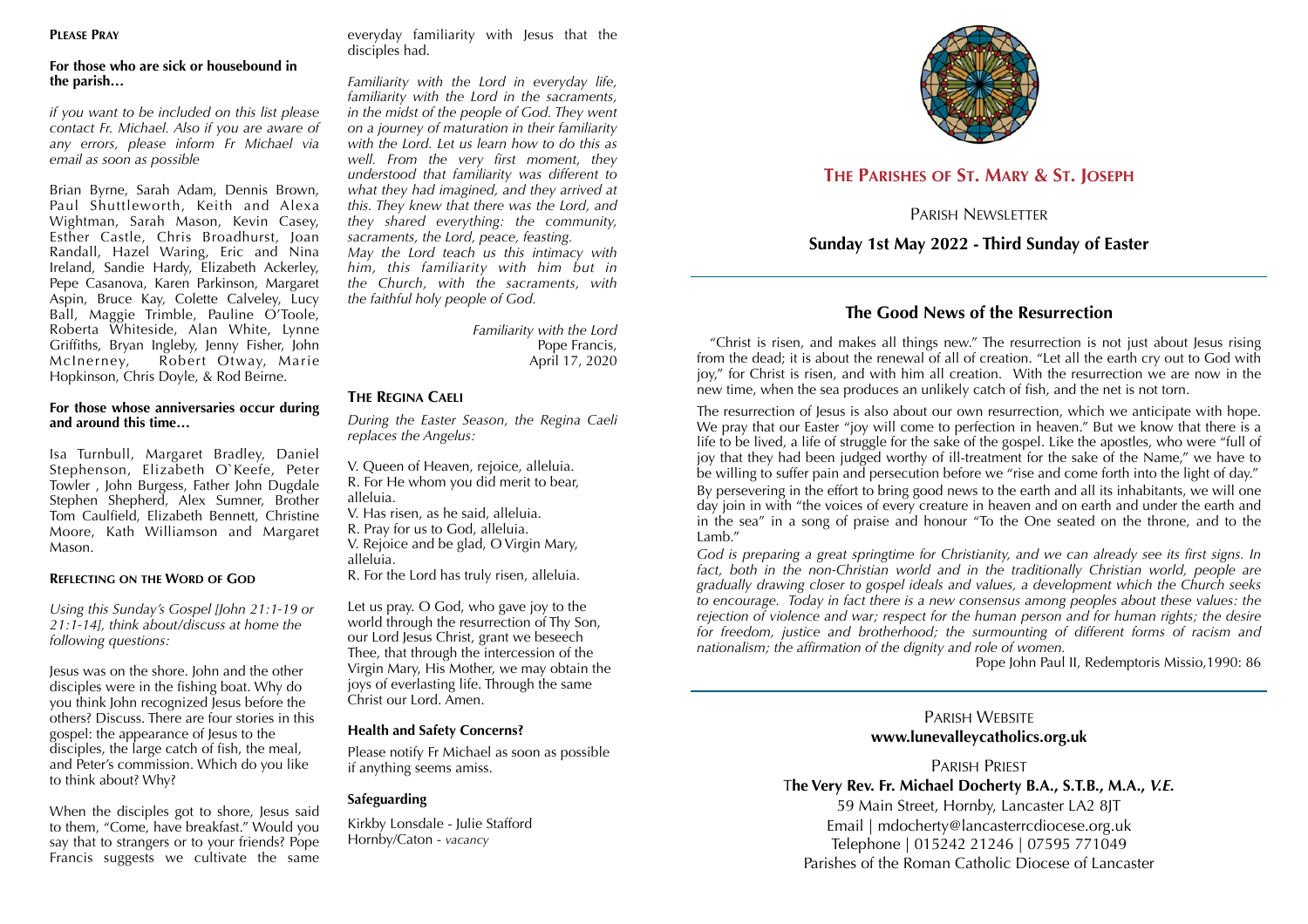**PLEASE PRAY**

**For those who are sick or housebound in the parish…**

*if you want to be included on this list please contact Fr. Michael. Also if you are aware of any errors, please inform Fr Michael via email as soon as possible*

Brian Byrne, Sarah Adam, Dennis Brown, Paul Shuttleworth, Keith and Alexa Wightman, Sarah Mason, Kevin Casey, Esther Castle, Chris Broadhurst, Joan Randall, Hazel Waring, Eric and Nina Ireland, Sandie Hardy, Elizabeth Ackerley, Pepe Casanova, Karen Parkinson, Margaret Aspin, Bruce Kay, Colette Calveley, Lucy Ball, Maggie Trimble, Pauline O'Toole, Roberta Whiteside, Alan White, Lynne Griffiths, Bryan Ingleby, Jenny Fisher, John McInerney, Robert Otway, Marie Hopkinson, Chris Doyle, & Rod Beirne.

**For those whose anniversaries occur during and around this time…**

Isa Turnbull, Margaret Bradley, Daniel Stephenson, Elizabeth O`Keefe, Peter Towler , John Burgess, Father John Dugdale Stephen Shepherd, Alex Sumner, Brother Tom Caulfield, Elizabeth Bennett, Christine Moore, Kath Williamson and Margaret Mason.

**REFLECTING ON THE WORD OF GOD**

*Using this Sunday's Gospel [John 21:1-19 or 21:1-14], think about/discuss at home the following questions:*

Jesus was on the shore. John and the other disciples were in the fishing boat. Why do you think John recognized Jesus before the others? Discuss. There are four stories in this gospel: the appearance of Jesus to the disciples, the large catch of fish, the meal, and Peter's commission. Which do you like to think about? Why?

When the disciples got to shore, Jesus said to them, "Come, have breakfast." Would you say that to strangers or to your friends? Pope Francis suggests we cultivate the same everyday familiarity with Jesus that the disciples had.

*Familiarity with the Lord in everyday life, familiarity with the Lord in the sacraments, in the midst of the people of God. They went on a journey of maturation in their familiarity with the Lord. Let us learn how to do this as well. From the very first moment, they understood that familiarity was different to what they had imagined, and they arrived at this. They knew that there was the Lord, and they shared everything: the community, sacraments, the Lord, peace, feasting.*
*May the Lord teach us this intimacy with him, this familiarity with him but in the Church, with the sacraments, with the faithful holy people of God.*

*Familiarity with the Lord*
Pope Francis,
April 17, 2020

**THE REGINA CAELI**

*During the Easter Season, the Regina Caeli replaces the Angelus:*

V. Queen of Heaven, rejoice, alleluia.
R. For He whom you did merit to bear, alleluia.
V. Has risen, as he said, alleluia.
R. Pray for us to God, alleluia.
V. Rejoice and be glad, O Virgin Mary, alleluia.
R. For the Lord has truly risen, alleluia.

Let us pray. O God, who gave joy to the world through the resurrection of Thy Son, our Lord Jesus Christ, grant we beseech Thee, that through the intercession of the Virgin Mary, His Mother, we may obtain the joys of everlasting life. Through the same Christ our Lord. Amen.

**Health and Safety Concerns?**

Please notify Fr Michael as soon as possible if anything seems amiss.

**Safeguarding**

Kirkby Lonsdale - Julie Stafford
Hornby/Caton - *vacancy*

# THE PARISHES OF ST. MARY & ST. JOSEPH

PARISH NEWSLETTER

**Sunday 1st May 2022 - Third Sunday of Easter**

## The Good News of the Resurrection

"Christ is risen, and makes all things new." The resurrection is not just about Jesus rising from the dead; it is about the renewal of all of creation. "Let all the earth cry out to God with joy," for Christ is risen, and with him all creation. With the resurrection we are now in the new time, when the sea produces an unlikely catch of fish, and the net is not torn.

The resurrection of Jesus is also about our own resurrection, which we anticipate with hope. We pray that our Easter "joy will come to perfection in heaven." But we know that there is a life to be lived, a life of struggle for the sake of the gospel. Like the apostles, who were "full of joy that they had been judged worthy of ill-treatment for the sake of the Name," we have to be willing to suffer pain and persecution before we "rise and come forth into the light of day." By persevering in the effort to bring good news to the earth and all its inhabitants, we will one day join in with "the voices of every creature in heaven and on earth and under the earth and in the sea" in a song of praise and honour "To the One seated on the throne, and to the Lamb."

*God is preparing a great springtime for Christianity, and we can already see its first signs. In fact, both in the non-Christian world and in the traditionally Christian world, people are gradually drawing closer to gospel ideals and values, a development which the Church seeks to encourage. Today in fact there is a new consensus among peoples about these values: the rejection of violence and war; respect for the human person and for human rights; the desire for freedom, justice and brotherhood; the surmounting of different forms of racism and nationalism; the affirmation of the dignity and role of women.*

Pope John Paul II, Redemptoris Missio,1990: 86

PARISH WEBSITE
**www.lunevalleycatholics.org.uk**

PARISH PRIEST
**The Very Rev. Fr. Michael Docherty B.A., S.T.B., M.A., *V.E.***
59 Main Street, Hornby, Lancaster LA2 8JT
Email | mdocherty@lancasterrcdiocese.org.uk
Telephone | 015242 21246 | 07595 771049
Parishes of the Roman Catholic Diocese of Lancaster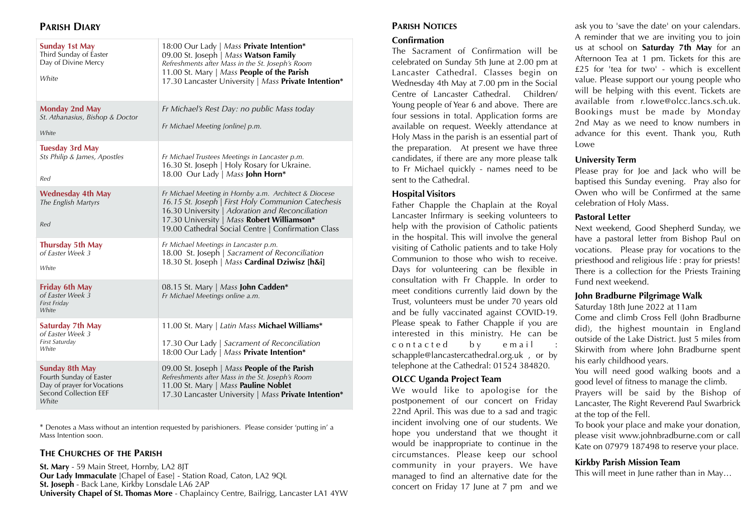## Parish Diary

| | |
|---|---|
| **Sunday 1st May**<br>Third Sunday of Easter<br>Day of Divine Mercy<br>*White* | 18:00 Our Lady \| *Mass* **Private Intention\***<br>09.00 St. Joseph \| *Mass* **Watson Family**<br>*Refreshments after Mass in the St. Joseph's Room*<br>11.00 St. Mary \| *Mass* **People of the Parish**<br>17.30 Lancaster University \| *Mass* **Private Intention\*** |
| **Monday 2nd May**<br>*St. Athanasius, Bishop & Doctor*<br>*White* | *Fr Michael's Rest Day: no public Mass today*<br>*Fr Michael Meeting [online] p.m.* |
| **Tuesday 3rd May**<br>*Sts Philip & James, Apostles*<br>*Red* | *Fr Michael Trustees Meetings in Lancaster p.m.*<br>16.30 St. Joseph \| Holy Rosary for Ukraine.<br>18.00 Our Lady \| *Mass* **John Horn\*** |
| **Wednesday 4th May**<br>*The English Martyrs*<br>*Red* | *Fr Michael Meeting in Hornby a.m. Architect & Diocese*<br>*16.15 St. Joseph \| First Holy Communion Catechesis*<br>16.30 University \| *Adoration and Reconciliation*<br>17.30 University \| *Mass* **Robert Williamson\***<br>19.00 Cathedral Social Centre \| Confirmation Class |
| **Thursday 5th May**<br>*of Easter Week 3*<br>*White* | *Fr Michael Meetings in Lancaster p.m.*<br>18.00 St. Joseph \| *Sacrament of Reconciliation*<br>18.30 St. Joseph \| *Mass* **Cardinal Dziwisz [h&i]** |
| **Friday 6th May**<br>*of Easter Week 3*<br>*First Friday*<br>*White* | 08.15 St. Mary \| *Mass* **John Cadden\***<br>*Fr Michael Meetings online a.m.* |
| **Saturday 7th May**<br>*of Easter Week 3*<br>*First Saturday*<br>*White* | 11.00 St. Mary \| *Latin Mass* **Michael Williams\***<br>17.30 Our Lady \| *Sacrament of Reconciliation*<br>18:00 Our Lady \| *Mass* **Private Intention\*** |
| **Sunday 8th May**<br>Fourth Sunday of Easter<br>Day of prayer for Vocations<br>Second Collection EEF<br>*White* | 09.00 St. Joseph \| *Mass* **People of the Parish**<br>*Refreshments after Mass in the St. Joseph's Room*<br>11.00 St. Mary \| *Mass* **Pauline Noblet**<br>17.30 Lancaster University \| *Mass* **Private Intention\*** |

\* Denotes a Mass without an intention requested by parishioners. Please consider 'putting in' a Mass Intention soon.

### The Churches of the Parish

**St. Mary** - 59 Main Street, Hornby, LA2 8JT
**Our Lady Immaculate** [Chapel of Ease] - Station Road, Caton, LA2 9QL
**St. Joseph** - Back Lane, Kirkby Lonsdale LA6 2AP
**University Chapel of St. Thomas More** - Chaplaincy Centre, Bailrigg, Lancaster LA1 4YW

## Parish Notices

### Confirmation

The Sacrament of Confirmation will be celebrated on Sunday 5th June at 2.00 pm at Lancaster Cathedral. Classes begin on Wednesday 4th May at 7.00 pm in the Social Centre of Lancaster Cathedral. Children/ Young people of Year 6 and above. There are four sessions in total. Application forms are available on request. Weekly attendance at Holy Mass in the parish is an essential part of the preparation. At present we have three candidates, if there are any more please talk to Fr Michael quickly - names need to be sent to the Cathedral.

### Hospital Visitors

Father Chapple the Chaplain at the Royal Lancaster Infirmary is seeking volunteers to help with the provision of Catholic patients in the hospital. This will involve the general visiting of Catholic patients and to take Holy Communion to those who wish to receive. Days for volunteering can be flexible in consultation with Fr Chapple. In order to meet conditions currently laid down by the Trust, volunteers must be under 70 years old and be fully vaccinated against COVID-19. Please speak to Father Chapple if you are interested in this ministry. He can be contacted by email : schapple@lancastercathedral.org.uk , or by telephone at the Cathedral: 01524 384820.

### OLCC Uganda Project Team

We would like to apologise for the postponement of our concert on Friday 22nd April. This was due to a sad and tragic incident involving one of our students. We hope you understand that we thought it would be inappropriate to continue in the circumstances. Please keep our school community in your prayers. We have managed to find an alternative date for the concert on Friday 17 June at 7 pm and we ask you to 'save the date' on your calendars. A reminder that we are inviting you to join us at school on **Saturday 7th May** for an Afternoon Tea at 1 pm. Tickets for this are £25 for 'tea for two' - which is excellent value. Please support our young people who will be helping with this event. Tickets are available from r.lowe@olcc.lancs.sch.uk. Bookings must be made by Monday 2nd May as we need to know numbers in advance for this event. Thank you, Ruth Lowe

### University Term

Please pray for Joe and Jack who will be baptised this Sunday evening. Pray also for Owen who will be Confirmed at the same celebration of Holy Mass.

### Pastoral Letter

Next weekend, Good Shepherd Sunday, we have a pastoral letter from Bishop Paul on vocations. Please pray for vocations to the priesthood and religious life : pray for priests! There is a collection for the Priests Training Fund next weekend.

### John Bradburne Pilgrimage Walk

Saturday 18th June 2022 at 11am

Come and climb Cross Fell (John Bradburne did), the highest mountain in England outside of the Lake District. Just 5 miles from Skirwith from where John Bradburne spent his early childhood years.

You will need good walking boots and a good level of fitness to manage the climb.

Prayers will be said by the Bishop of Lancaster, The Right Reverend Paul Swarbrick at the top of the Fell.

To book your place and make your donation, please visit www.johnbradburne.com or call Kate on 07979 187498 to reserve your place.

### Kirkby Parish Mission Team

This will meet in June rather than in May…